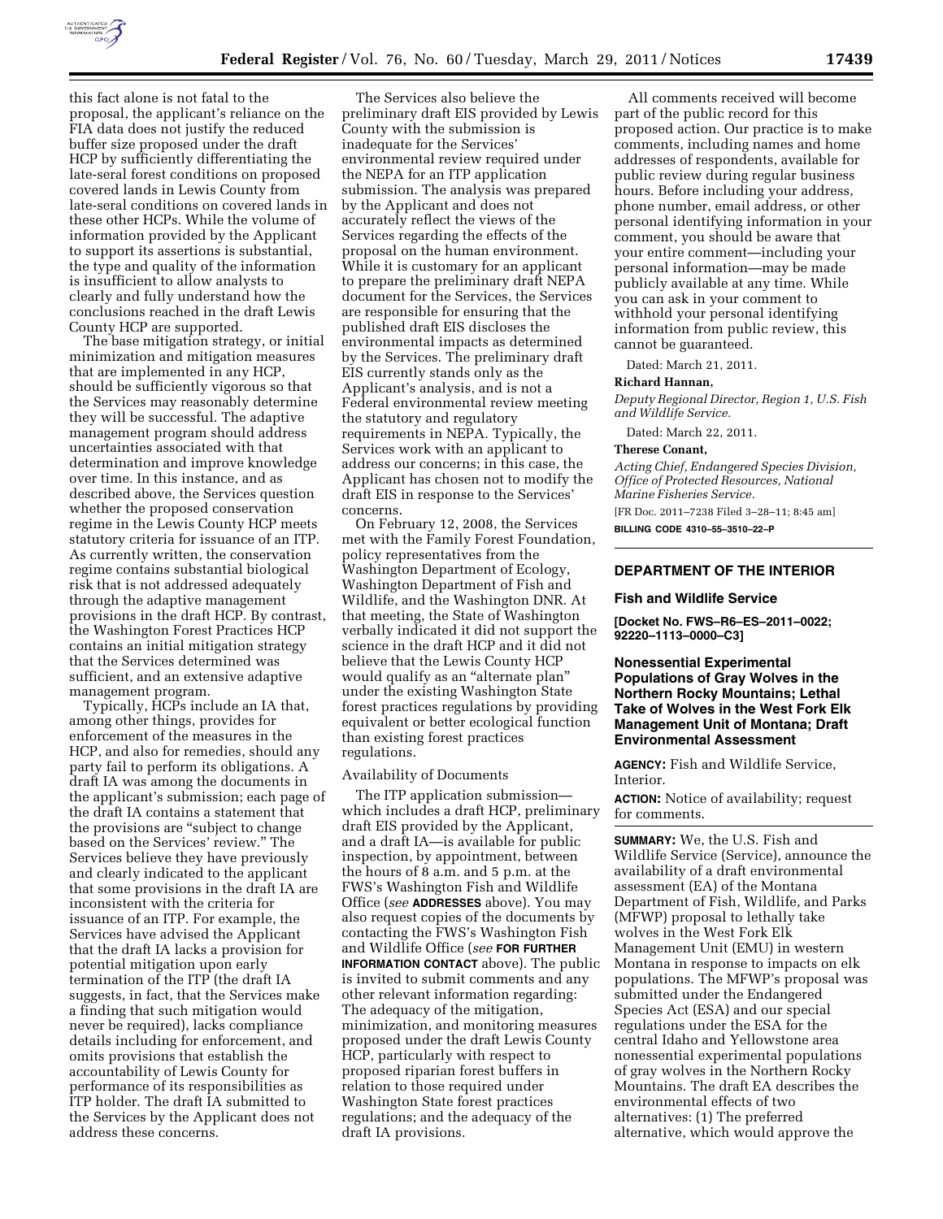this fact alone is not fatal to the proposal, the applicant's reliance on the FIA data does not justify the reduced buffer size proposed under the draft HCP by sufficiently differentiating the late-seral forest conditions on proposed covered lands in Lewis County from late-seral conditions on covered lands in these other HCPs. While the volume of information provided by the Applicant to support its assertions is substantial, the type and quality of the information is insufficient to allow analysts to clearly and fully understand how the conclusions reached in the draft Lewis County HCP are supported.

The base mitigation strategy, or initial minimization and mitigation measures that are implemented in any HCP, should be sufficiently vigorous so that the Services may reasonably determine they will be successful. The adaptive management program should address uncertainties associated with that determination and improve knowledge over time. In this instance, and as described above, the Services question whether the proposed conservation regime in the Lewis County HCP meets statutory criteria for issuance of an ITP. As currently written, the conservation regime contains substantial biological risk that is not addressed adequately through the adaptive management provisions in the draft HCP. By contrast, the Washington Forest Practices HCP contains an initial mitigation strategy that the Services determined was sufficient, and an extensive adaptive management program.

Typically, HCPs include an IA that, among other things, provides for enforcement of the measures in the HCP, and also for remedies, should any party fail to perform its obligations. A draft IA was among the documents in the applicant's submission; each page of the draft IA contains a statement that the provisions are "subject to change based on the Services' review." The Services believe they have previously and clearly indicated to the applicant that some provisions in the draft IA are inconsistent with the criteria for issuance of an ITP. For example, the Services have advised the Applicant that the draft IA lacks a provision for potential mitigation upon early termination of the ITP (the draft IA suggests, in fact, that the Services make a finding that such mitigation would never be required), lacks compliance details including for enforcement, and omits provisions that establish the accountability of Lewis County for performance of its responsibilities as ITP holder. The draft IA submitted to the Services by the Applicant does not address these concerns.

The Services also believe the preliminary draft EIS provided by Lewis County with the submission is inadequate for the Services' environmental review required under the NEPA for an ITP application submission. The analysis was prepared by the Applicant and does not accurately reflect the views of the Services regarding the effects of the proposal on the human environment. While it is customary for an applicant to prepare the preliminary draft NEPA document for the Services, the Services are responsible for ensuring that the published draft EIS discloses the environmental impacts as determined by the Services. The preliminary draft EIS currently stands only as the Applicant's analysis, and is not a Federal environmental review meeting the statutory and regulatory requirements in NEPA. Typically, the Services work with an applicant to address our concerns; in this case, the Applicant has chosen not to modify the draft EIS in response to the Services' concerns.

On February 12, 2008, the Services met with the Family Forest Foundation, policy representatives from the Washington Department of Ecology, Washington Department of Fish and Wildlife, and the Washington DNR. At that meeting, the State of Washington verbally indicated it did not support the science in the draft HCP and it did not believe that the Lewis County HCP would qualify as an "alternate plan" under the existing Washington State forest practices regulations by providing equivalent or better ecological function than existing forest practices regulations.

## Availability of Documents

The ITP application submission—which includes a draft HCP, preliminary draft EIS provided by the Applicant, and a draft IA—is available for public inspection, by appointment, between the hours of 8 a.m. and 5 p.m. at the FWS's Washington Fish and Wildlife Office (*see* **ADDRESSES** above). You may also request copies of the documents by contacting the FWS's Washington Fish and Wildlife Office (*see* **FOR FURTHER INFORMATION CONTACT** above). The public is invited to submit comments and any other relevant information regarding: The adequacy of the mitigation, minimization, and monitoring measures proposed under the draft Lewis County HCP, particularly with respect to proposed riparian forest buffers in relation to those required under Washington State forest practices regulations; and the adequacy of the draft IA provisions.

All comments received will become part of the public record for this proposed action. Our practice is to make comments, including names and home addresses of respondents, available for public review during regular business hours. Before including your address, phone number, email address, or other personal identifying information in your comment, you should be aware that your entire comment—including your personal information—may be made publicly available at any time. While you can ask in your comment to withhold your personal identifying information from public review, this cannot be guaranteed.

Dated: March 21, 2011.

**Richard Hannan,**

*Deputy Regional Director, Region 1, U.S. Fish and Wildlife Service.*

Dated: March 22, 2011.

**Therese Conant,**

*Acting Chief, Endangered Species Division, Office of Protected Resources, National Marine Fisheries Service.*

[FR Doc. 2011–7238 Filed 3–28–11; 8:45 am]

**BILLING CODE 4310–55–3510–22–P**

---

## DEPARTMENT OF THE INTERIOR

### Fish and Wildlife Service

**[Docket No. FWS–R6–ES–2011–0022; 92220–1113–0000–C3]**

### Nonessential Experimental Populations of Gray Wolves in the Northern Rocky Mountains; Lethal Take of Wolves in the West Fork Elk Management Unit of Montana; Draft Environmental Assessment

**AGENCY:** Fish and Wildlife Service, Interior.

**ACTION:** Notice of availability; request for comments.

**SUMMARY:** We, the U.S. Fish and Wildlife Service (Service), announce the availability of a draft environmental assessment (EA) of the Montana Department of Fish, Wildlife, and Parks (MFWP) proposal to lethally take wolves in the West Fork Elk Management Unit (EMU) in western Montana in response to impacts on elk populations. The MFWP's proposal was submitted under the Endangered Species Act (ESA) and our special regulations under the ESA for the central Idaho and Yellowstone area nonessential experimental populations of gray wolves in the Northern Rocky Mountains. The draft EA describes the environmental effects of two alternatives: (1) The preferred alternative, which would approve the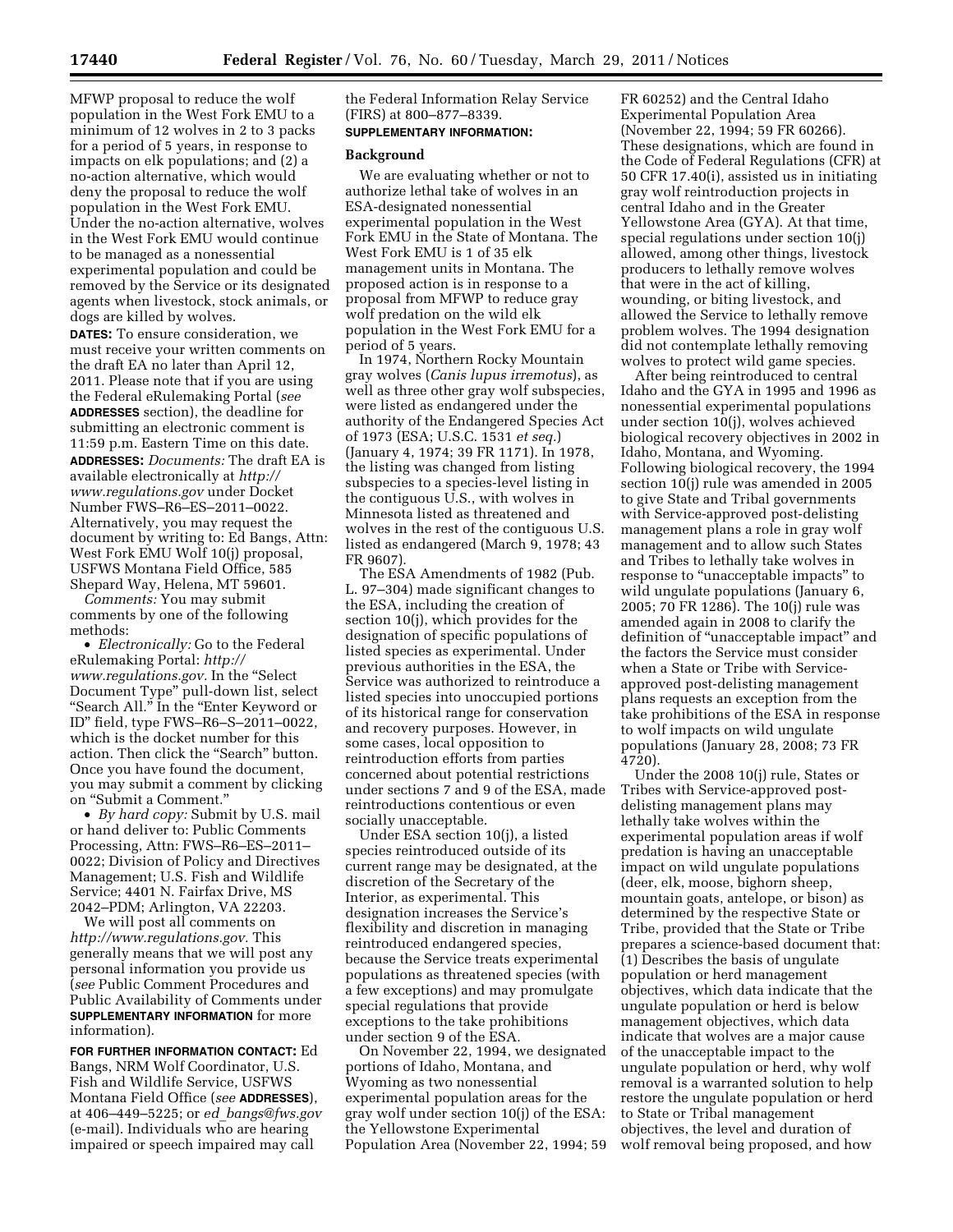MFWP proposal to reduce the wolf population in the West Fork EMU to a minimum of 12 wolves in 2 to 3 packs for a period of 5 years, in response to impacts on elk populations; and (2) a no-action alternative, which would deny the proposal to reduce the wolf population in the West Fork EMU. Under the no-action alternative, wolves in the West Fork EMU would continue to be managed as a nonessential experimental population and could be removed by the Service or its designated agents when livestock, stock animals, or dogs are killed by wolves.

**DATES:** To ensure consideration, we must receive your written comments on the draft EA no later than April 12, 2011. Please note that if you are using the Federal eRulemaking Portal (*see* **ADDRESSES** section), the deadline for submitting an electronic comment is 11:59 p.m. Eastern Time on this date.

**ADDRESSES:** *Documents:* The draft EA is available electronically at *http://www.regulations.gov* under Docket Number FWS–R6–ES–2011–0022. Alternatively, you may request the document by writing to: Ed Bangs, Attn: West Fork EMU Wolf 10(j) proposal, USFWS Montana Field Office, 585 Shepard Way, Helena, MT 59601.

*Comments:* You may submit comments by one of the following methods:

- *Electronically:* Go to the Federal eRulemaking Portal: *http://www.regulations.gov.* In the "Select Document Type" pull-down list, select "Search All." In the "Enter Keyword or ID" field, type FWS–R6–S–2011–0022, which is the docket number for this action. Then click the "Search" button. Once you have found the document, you may submit a comment by clicking on "Submit a Comment."
- *By hard copy:* Submit by U.S. mail or hand deliver to: Public Comments Processing, Attn: FWS–R6–ES–2011–0022; Division of Policy and Directives Management; U.S. Fish and Wildlife Service; 4401 N. Fairfax Drive, MS 2042–PDM; Arlington, VA 22203.

We will post all comments on *http://www.regulations.gov.* This generally means that we will post any personal information you provide us (*see* Public Comment Procedures and Public Availability of Comments under **SUPPLEMENTARY INFORMATION** for more information).

**FOR FURTHER INFORMATION CONTACT:** Ed Bangs, NRM Wolf Coordinator, U.S. Fish and Wildlife Service, USFWS Montana Field Office (*see* **ADDRESSES**), at 406–449–5225; or *ed_bangs@fws.gov* (e-mail). Individuals who are hearing impaired or speech impaired may call the Federal Information Relay Service (FIRS) at 800–877–8339.

**SUPPLEMENTARY INFORMATION:**

## Background

We are evaluating whether or not to authorize lethal take of wolves in an ESA-designated nonessential experimental population in the West Fork EMU in the State of Montana. The West Fork EMU is 1 of 35 elk management units in Montana. The proposed action is in response to a proposal from MFWP to reduce gray wolf predation on the wild elk population in the West Fork EMU for a period of 5 years.

In 1974, Northern Rocky Mountain gray wolves (*Canis lupus irremotus*), as well as three other gray wolf subspecies, were listed as endangered under the authority of the Endangered Species Act of 1973 (ESA; U.S.C. 1531 *et seq.*) (January 4, 1974; 39 FR 1171). In 1978, the listing was changed from listing subspecies to a species-level listing in the contiguous U.S., with wolves in Minnesota listed as threatened and wolves in the rest of the contiguous U.S. listed as endangered (March 9, 1978; 43 FR 9607).

The ESA Amendments of 1982 (Pub. L. 97–304) made significant changes to the ESA, including the creation of section 10(j), which provides for the designation of specific populations of listed species as experimental. Under previous authorities in the ESA, the Service was authorized to reintroduce a listed species into unoccupied portions of its historical range for conservation and recovery purposes. However, in some cases, local opposition to reintroduction efforts from parties concerned about potential restrictions under sections 7 and 9 of the ESA, made reintroductions contentious or even socially unacceptable.

Under ESA section 10(j), a listed species reintroduced outside of its current range may be designated, at the discretion of the Secretary of the Interior, as experimental. This designation increases the Service's flexibility and discretion in managing reintroduced endangered species, because the Service treats experimental populations as threatened species (with a few exceptions) and may promulgate special regulations that provide exceptions to the take prohibitions under section 9 of the ESA.

On November 22, 1994, we designated portions of Idaho, Montana, and Wyoming as two nonessential experimental population areas for the gray wolf under section 10(j) of the ESA: the Yellowstone Experimental Population Area (November 22, 1994; 59 FR 60252) and the Central Idaho Experimental Population Area (November 22, 1994; 59 FR 60266). These designations, which are found in the Code of Federal Regulations (CFR) at 50 CFR 17.40(i), assisted us in initiating gray wolf reintroduction projects in central Idaho and in the Greater Yellowstone Area (GYA). At that time, special regulations under section 10(j) allowed, among other things, livestock producers to lethally remove wolves that were in the act of killing, wounding, or biting livestock, and allowed the Service to lethally remove problem wolves. The 1994 designation did not contemplate lethally removing wolves to protect wild game species.

After being reintroduced to central Idaho and the GYA in 1995 and 1996 as nonessential experimental populations under section 10(j), wolves achieved biological recovery objectives in 2002 in Idaho, Montana, and Wyoming. Following biological recovery, the 1994 section 10(j) rule was amended in 2005 to give State and Tribal governments with Service-approved post-delisting management plans a role in gray wolf management and to allow such States and Tribes to lethally take wolves in response to "unacceptable impacts" to wild ungulate populations (January 6, 2005; 70 FR 1286). The 10(j) rule was amended again in 2008 to clarify the definition of "unacceptable impact" and the factors the Service must consider when a State or Tribe with Service-approved post-delisting management plans requests an exception from the take prohibitions of the ESA in response to wolf impacts on wild ungulate populations (January 28, 2008; 73 FR 4720).

Under the 2008 10(j) rule, States or Tribes with Service-approved post-delisting management plans may lethally take wolves within the experimental population areas if wolf predation is having an unacceptable impact on wild ungulate populations (deer, elk, moose, bighorn sheep, mountain goats, antelope, or bison) as determined by the respective State or Tribe, provided that the State or Tribe prepares a science-based document that: (1) Describes the basis of ungulate population or herd management objectives, which data indicate that the ungulate population or herd is below management objectives, which data indicate that wolves are a major cause of the unacceptable impact to the ungulate population or herd, why wolf removal is a warranted solution to help restore the ungulate population or herd to State or Tribal management objectives, the level and duration of wolf removal being proposed, and how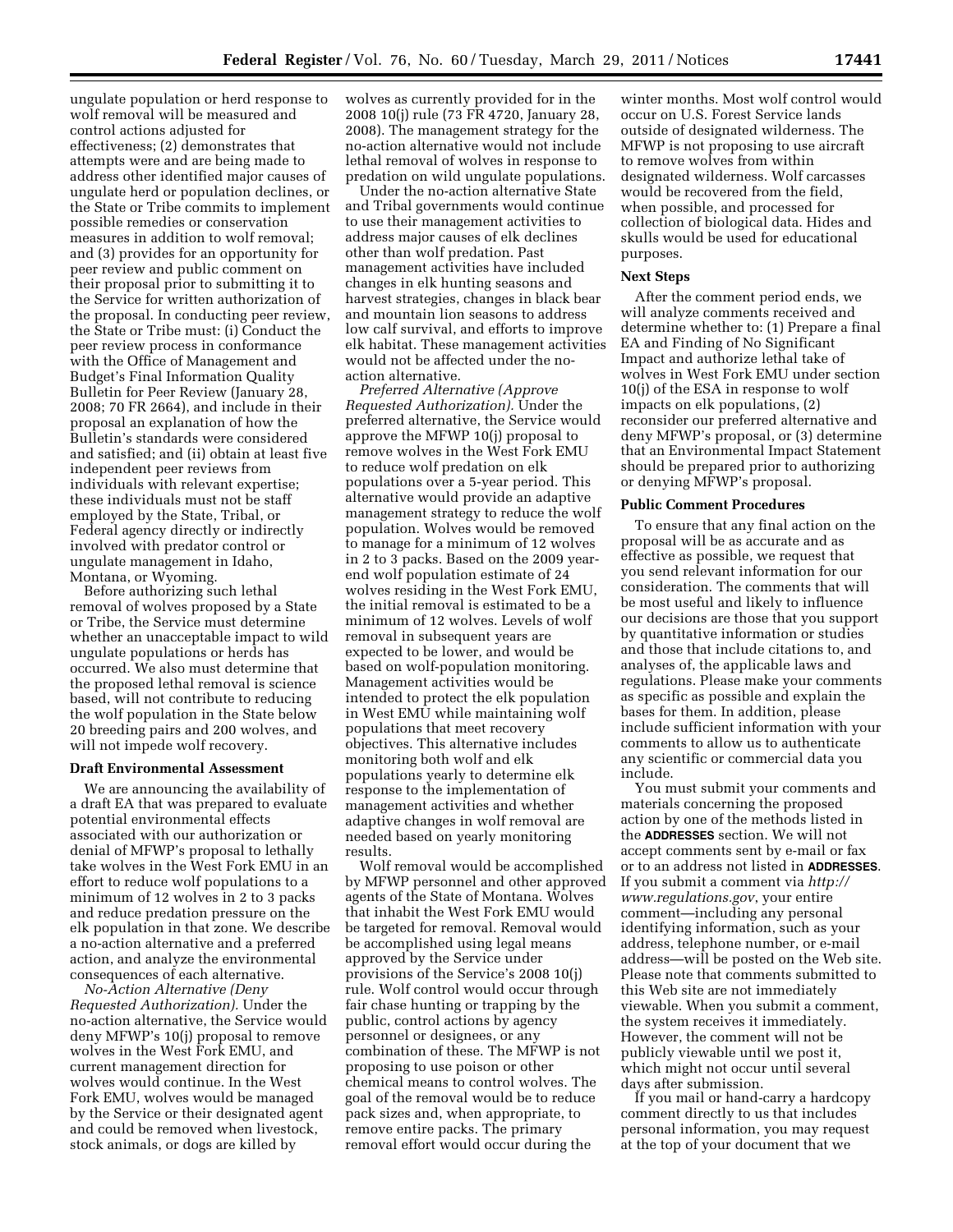ungulate population or herd response to wolf removal will be measured and control actions adjusted for effectiveness; (2) demonstrates that attempts were and are being made to address other identified major causes of ungulate herd or population declines, or the State or Tribe commits to implement possible remedies or conservation measures in addition to wolf removal; and (3) provides for an opportunity for peer review and public comment on their proposal prior to submitting it to the Service for written authorization of the proposal. In conducting peer review, the State or Tribe must: (i) Conduct the peer review process in conformance with the Office of Management and Budget's Final Information Quality Bulletin for Peer Review (January 28, 2008; 70 FR 2664), and include in their proposal an explanation of how the Bulletin's standards were considered and satisfied; and (ii) obtain at least five independent peer reviews from individuals with relevant expertise; these individuals must not be staff employed by the State, Tribal, or Federal agency directly or indirectly involved with predator control or ungulate management in Idaho, Montana, or Wyoming.

Before authorizing such lethal removal of wolves proposed by a State or Tribe, the Service must determine whether an unacceptable impact to wild ungulate populations or herds has occurred. We also must determine that the proposed lethal removal is science based, will not contribute to reducing the wolf population in the State below 20 breeding pairs and 200 wolves, and will not impede wolf recovery.

## Draft Environmental Assessment

We are announcing the availability of a draft EA that was prepared to evaluate potential environmental effects associated with our authorization or denial of MFWP's proposal to lethally take wolves in the West Fork EMU in an effort to reduce wolf populations to a minimum of 12 wolves in 2 to 3 packs and reduce predation pressure on the elk population in that zone. We describe a no-action alternative and a preferred action, and analyze the environmental consequences of each alternative.

*No-Action Alternative (Deny Requested Authorization).* Under the no-action alternative, the Service would deny MFWP's 10(j) proposal to remove wolves in the West Fork EMU, and current management direction for wolves would continue. In the West Fork EMU, wolves would be managed by the Service or their designated agent and could be removed when livestock, stock animals, or dogs are killed by wolves as currently provided for in the 2008 10(j) rule (73 FR 4720, January 28, 2008). The management strategy for the no-action alternative would not include lethal removal of wolves in response to predation on wild ungulate populations.

Under the no-action alternative State and Tribal governments would continue to use their management activities to address major causes of elk declines other than wolf predation. Past management activities have included changes in elk hunting seasons and harvest strategies, changes in black bear and mountain lion seasons to address low calf survival, and efforts to improve elk habitat. These management activities would not be affected under the no-action alternative.

*Preferred Alternative (Approve Requested Authorization).* Under the preferred alternative, the Service would approve the MFWP 10(j) proposal to remove wolves in the West Fork EMU to reduce wolf predation on elk populations over a 5-year period. This alternative would provide an adaptive management strategy to reduce the wolf population. Wolves would be removed to manage for a minimum of 12 wolves in 2 to 3 packs. Based on the 2009 year-end wolf population estimate of 24 wolves residing in the West Fork EMU, the initial removal is estimated to be a minimum of 12 wolves. Levels of wolf removal in subsequent years are expected to be lower, and would be based on wolf-population monitoring. Management activities would be intended to protect the elk population in West EMU while maintaining wolf populations that meet recovery objectives. This alternative includes monitoring both wolf and elk populations yearly to determine elk response to the implementation of management activities and whether adaptive changes in wolf removal are needed based on yearly monitoring results.

Wolf removal would be accomplished by MFWP personnel and other approved agents of the State of Montana. Wolves that inhabit the West Fork EMU would be targeted for removal. Removal would be accomplished using legal means approved by the Service under provisions of the Service's 2008 10(j) rule. Wolf control would occur through fair chase hunting or trapping by the public, control actions by agency personnel or designees, or any combination of these. The MFWP is not proposing to use poison or other chemical means to control wolves. The goal of the removal would be to reduce pack sizes and, when appropriate, to remove entire packs. The primary removal effort would occur during the winter months. Most wolf control would occur on U.S. Forest Service lands outside of designated wilderness. The MFWP is not proposing to use aircraft to remove wolves from within designated wilderness. Wolf carcasses would be recovered from the field, when possible, and processed for collection of biological data. Hides and skulls would be used for educational purposes.

## Next Steps

After the comment period ends, we will analyze comments received and determine whether to: (1) Prepare a final EA and Finding of No Significant Impact and authorize lethal take of wolves in West Fork EMU under section 10(j) of the ESA in response to wolf impacts on elk populations, (2) reconsider our preferred alternative and deny MFWP's proposal, or (3) determine that an Environmental Impact Statement should be prepared prior to authorizing or denying MFWP's proposal.

## Public Comment Procedures

To ensure that any final action on the proposal will be as accurate and as effective as possible, we request that you send relevant information for our consideration. The comments that will be most useful and likely to influence our decisions are those that you support by quantitative information or studies and those that include citations to, and analyses of, the applicable laws and regulations. Please make your comments as specific as possible and explain the bases for them. In addition, please include sufficient information with your comments to allow us to authenticate any scientific or commercial data you include.

You must submit your comments and materials concerning the proposed action by one of the methods listed in the **ADDRESSES** section. We will not accept comments sent by e-mail or fax or to an address not listed in **ADDRESSES**. If you submit a comment via *http://www.regulations.gov*, your entire comment—including any personal identifying information, such as your address, telephone number, or e-mail address—will be posted on the Web site. Please note that comments submitted to this Web site are not immediately viewable. When you submit a comment, the system receives it immediately. However, the comment will not be publicly viewable until we post it, which might not occur until several days after submission.

If you mail or hand-carry a hardcopy comment directly to us that includes personal information, you may request at the top of your document that we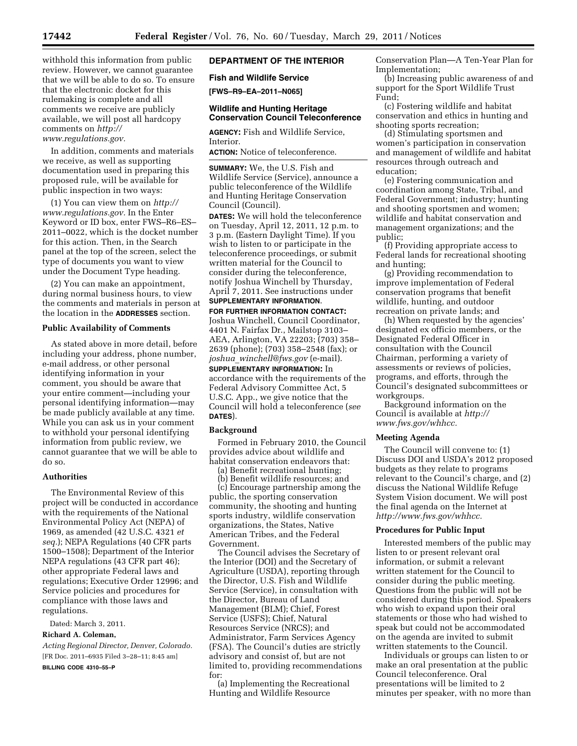withhold this information from public review. However, we cannot guarantee that we will be able to do so. To ensure that the electronic docket for this rulemaking is complete and all comments we receive are publicly available, we will post all hardcopy comments on *http://www.regulations.gov.*

In addition, comments and materials we receive, as well as supporting documentation used in preparing this proposed rule, will be available for public inspection in two ways:

(1) You can view them on *http://www.regulations.gov.* In the Enter Keyword or ID box, enter FWS–R6–ES–2011–0022, which is the docket number for this action. Then, in the Search panel at the top of the screen, select the type of documents you want to view under the Document Type heading.

(2) You can make an appointment, during normal business hours, to view the comments and materials in person at the location in the **ADDRESSES** section.

### Public Availability of Comments

As stated above in more detail, before including your address, phone number, e-mail address, or other personal identifying information in your comment, you should be aware that your entire comment—including your personal identifying information—may be made publicly available at any time. While you can ask us in your comment to withhold your personal identifying information from public review, we cannot guarantee that we will be able to do so.

### Authorities

The Environmental Review of this project will be conducted in accordance with the requirements of the National Environmental Policy Act (NEPA) of 1969, as amended (42 U.S.C. 4321 *et seq.*); NEPA Regulations (40 CFR parts 1500–1508); Department of the Interior NEPA regulations (43 CFR part 46); other appropriate Federal laws and regulations; Executive Order 12996; and Service policies and procedures for compliance with those laws and regulations.

Dated: March 3, 2011.

**Richard A. Coleman,**

*Acting Regional Director, Denver, Colorado.*

[FR Doc. 2011–6935 Filed 3–28–11; 8:45 am]

**BILLING CODE 4310–55–P**

## DEPARTMENT OF THE INTERIOR

### Fish and Wildlife Service

**[FWS–R9–EA–2011–N065]**

### Wildlife and Hunting Heritage Conservation Council Teleconference

**AGENCY:** Fish and Wildlife Service, Interior.

**ACTION:** Notice of teleconference.

---

**SUMMARY:** We, the U.S. Fish and Wildlife Service (Service), announce a public teleconference of the Wildlife and Hunting Heritage Conservation Council (Council).

**DATES:** We will hold the teleconference on Tuesday, April 12, 2011, 12 p.m. to 3 p.m. (Eastern Daylight Time). If you wish to listen to or participate in the teleconference proceedings, or submit written material for the Council to consider during the teleconference, notify Joshua Winchell by Thursday, April 7, 2011. See instructions under **SUPPLEMENTARY INFORMATION**.

**FOR FURTHER INFORMATION CONTACT:** Joshua Winchell, Council Coordinator, 4401 N. Fairfax Dr., Mailstop 3103–AEA, Arlington, VA 22203; (703) 358–2639 (phone); (703) 358–2548 (fax); or *joshua_winchell@fws.gov* (e-mail).

**SUPPLEMENTARY INFORMATION:** In accordance with the requirements of the Federal Advisory Committee Act, 5 U.S.C. App., we give notice that the Council will hold a teleconference (*see* **DATES**).

### Background

Formed in February 2010, the Council provides advice about wildlife and habitat conservation endeavors that:

(a) Benefit recreational hunting;

(b) Benefit wildlife resources; and

(c) Encourage partnership among the public, the sporting conservation community, the shooting and hunting sports industry, wildlife conservation organizations, the States, Native American Tribes, and the Federal Government.

The Council advises the Secretary of the Interior (DOI) and the Secretary of Agriculture (USDA), reporting through the Director, U.S. Fish and Wildlife Service (Service), in consultation with the Director, Bureau of Land Management (BLM); Chief, Forest Service (USFS); Chief, Natural Resources Service (NRCS); and Administrator, Farm Services Agency (FSA). The Council's duties are strictly advisory and consist of, but are not limited to, providing recommendations for:

(a) Implementing the Recreational Hunting and Wildlife Resource Conservation Plan—A Ten-Year Plan for Implementation;

(b) Increasing public awareness of and support for the Sport Wildlife Trust Fund;

(c) Fostering wildlife and habitat conservation and ethics in hunting and shooting sports recreation;

(d) Stimulating sportsmen and women's participation in conservation and management of wildlife and habitat resources through outreach and education;

(e) Fostering communication and coordination among State, Tribal, and Federal Government; industry; hunting and shooting sportsmen and women; wildlife and habitat conservation and management organizations; and the public;

(f) Providing appropriate access to Federal lands for recreational shooting and hunting;

(g) Providing recommendation to improve implementation of Federal conservation programs that benefit wildlife, hunting, and outdoor recreation on private lands; and

(h) When requested by the agencies' designated ex officio members, or the Designated Federal Officer in consultation with the Council Chairman, performing a variety of assessments or reviews of policies, programs, and efforts, through the Council's designated subcommittees or workgroups.

Background information on the Council is available at *http://www.fws.gov/whhcc.*

### Meeting Agenda

The Council will convene to: (1) Discuss DOI and USDA's 2012 proposed budgets as they relate to programs relevant to the Council's charge, and (2) discuss the National Wildlife Refuge System Vision document. We will post the final agenda on the Internet at *http://www.fws.gov/whhcc.*

### Procedures for Public Input

Interested members of the public may listen to or present relevant oral information, or submit a relevant written statement for the Council to consider during the public meeting. Questions from the public will not be considered during this period. Speakers who wish to expand upon their oral statements or those who had wished to speak but could not be accommodated on the agenda are invited to submit written statements to the Council.

Individuals or groups can listen to or make an oral presentation at the public Council teleconference. Oral presentations will be limited to 2 minutes per speaker, with no more than